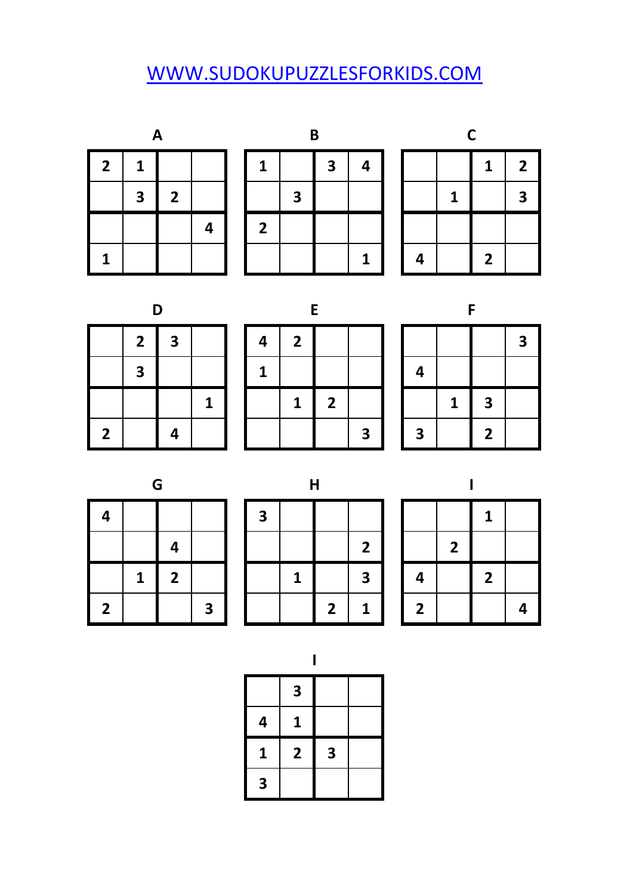WWW.SUDOKUPUZZLESFORKIDS.COM

### A

| | | | |
|---|---|---|---|
| 2 | 1 | | |
| | 3 | 2 | |
| | | | 4 |
| 1 | | | |

### B

| | | | |
|---|---|---|---|
| 1 | | 3 | 4 |
| | 3 | | |
| 2 | | | |
| | | | 1 |

### C

| | | | |
|---|---|---|---|
| | | 1 | 2 |
| | 1 | | 3 |
| | | | |
| 4 | | 2 | |

### D

| | | | |
|---|---|---|---|
| | 2 | 3 | |
| | 3 | | |
| | | | 1 |
| 2 | | 4 | |

### E

| | | | |
|---|---|---|---|
| 4 | 2 | | |
| 1 | | | |
| | 1 | 2 | |
| | | | 3 |

### F

| | | | |
|---|---|---|---|
| | | | 3 |
| 4 | | | |
| | 1 | 3 | |
| 3 | | 2 | |

### G

| | | | |
|---|---|---|---|
| 4 | | | |
| | | 4 | |
| | 1 | 2 | |
| 2 | | | 3 |

### H

| | | | |
|---|---|---|---|
| 3 | | | |
| | | | 2 |
| | 1 | | 3 |
| | | 2 | 1 |

### I

| | | | |
|---|---|---|---|
| | | 1 | |
| | 2 | | |
| 4 | | 2 | |
| 2 | | | 4 |

### I

| | | | |
|---|---|---|---|
| | 3 | | |
| 4 | 1 | | |
| 1 | 2 | 3 | |
| 3 | | | |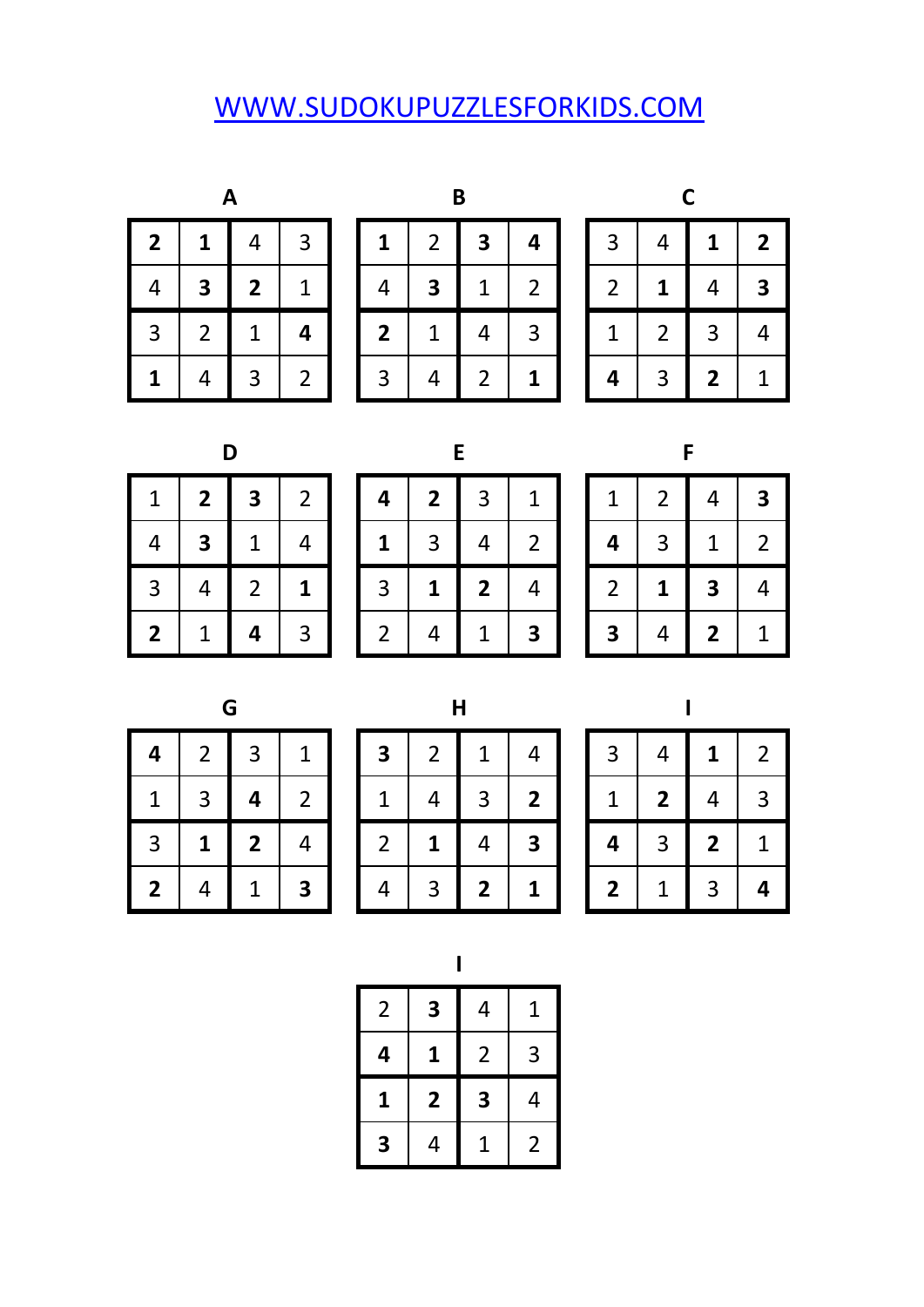WWW.SUDOKUPUZZLESFORKIDS.COM

**A**

| | | | |
|---|---|---|---|
| **2** | **1** | 4 | 3 |
| 4 | **3** | **2** | 1 |
| 3 | 2 | 1 | **4** |
| **1** | 4 | 3 | 2 |

**B**

| | | | |
|---|---|---|---|
| **1** | 2 | **3** | **4** |
| 4 | **3** | 1 | 2 |
| **2** | 1 | 4 | 3 |
| 3 | 4 | 2 | **1** |

**C**

| | | | |
|---|---|---|---|
| 3 | 4 | **1** | **2** |
| 2 | **1** | 4 | **3** |
| 1 | 2 | 3 | 4 |
| **4** | 3 | **2** | 1 |

**D**

| | | | |
|---|---|---|---|
| 1 | **2** | **3** | 2 |
| 4 | **3** | 1 | 4 |
| 3 | 4 | 2 | **1** |
| **2** | 1 | **4** | 3 |

**E**

| | | | |
|---|---|---|---|
| **4** | **2** | 3 | 1 |
| **1** | 3 | 4 | 2 |
| 3 | **1** | **2** | 4 |
| 2 | 4 | 1 | **3** |

**F**

| | | | |
|---|---|---|---|
| 1 | 2 | 4 | **3** |
| **4** | 3 | 1 | 2 |
| 2 | **1** | **3** | 4 |
| **3** | 4 | **2** | 1 |

**G**

| | | | |
|---|---|---|---|
| **4** | 2 | 3 | 1 |
| 1 | 3 | **4** | 2 |
| 3 | **1** | **2** | 4 |
| **2** | 4 | 1 | **3** |

**H**

| | | | |
|---|---|---|---|
| **3** | 2 | 1 | 4 |
| 1 | 4 | 3 | **2** |
| 2 | **1** | 4 | **3** |
| 4 | 3 | **2** | **1** |

**I**

| | | | |
|---|---|---|---|
| 3 | 4 | **1** | 2 |
| 1 | **2** | 4 | 3 |
| **4** | 3 | **2** | 1 |
| **2** | 1 | 3 | **4** |

**I**

| | | | |
|---|---|---|---|
| 2 | **3** | 4 | 1 |
| **4** | **1** | 2 | 3 |
| **1** | **2** | **3** | 4 |
| **3** | 4 | 1 | 2 |